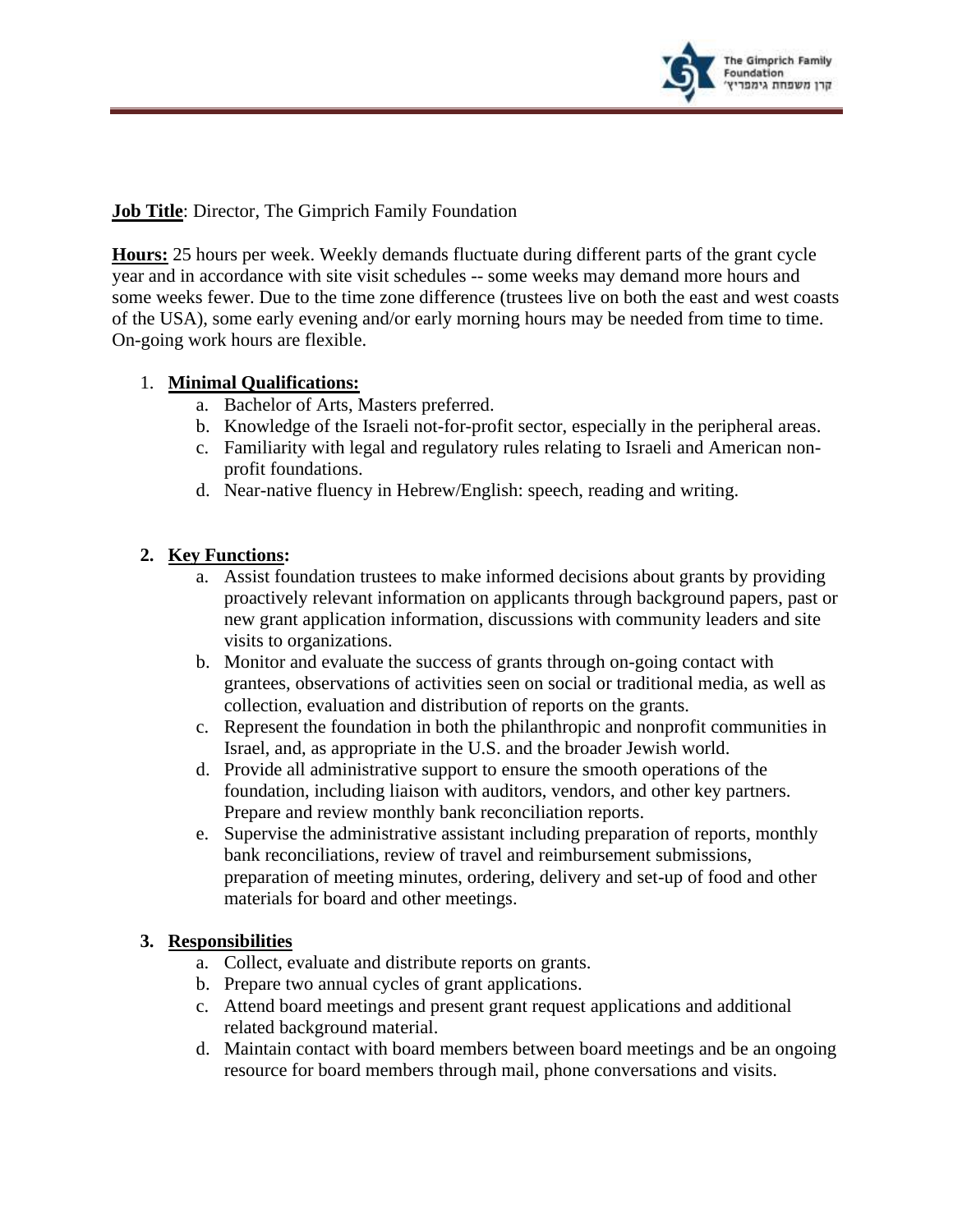**Job Title**: Director, The Gimprich Family Foundation

**Hours:** 25 hours per week. Weekly demands fluctuate during different parts of the grant cycle year and in accordance with site visit schedules -- some weeks may demand more hours and some weeks fewer. Due to the time zone difference (trustees live on both the east and west coasts of the USA), some early evening and/or early morning hours may be needed from time to time. On-going work hours are flexible.

1. **Minimal Qualifications:**
   a. Bachelor of Arts, Masters preferred.
   b. Knowledge of the Israeli not-for-profit sector, especially in the peripheral areas.
   c. Familiarity with legal and regulatory rules relating to Israeli and American non-profit foundations.
   d. Near-native fluency in Hebrew/English: speech, reading and writing.

2. **Key Functions:**
   a. Assist foundation trustees to make informed decisions about grants by providing proactively relevant information on applicants through background papers, past or new grant application information, discussions with community leaders and site visits to organizations.
   b. Monitor and evaluate the success of grants through on-going contact with grantees, observations of activities seen on social or traditional media, as well as collection, evaluation and distribution of reports on the grants.
   c. Represent the foundation in both the philanthropic and nonprofit communities in Israel, and, as appropriate in the U.S. and the broader Jewish world.
   d. Provide all administrative support to ensure the smooth operations of the foundation, including liaison with auditors, vendors, and other key partners. Prepare and review monthly bank reconciliation reports.
   e. Supervise the administrative assistant including preparation of reports, monthly bank reconciliations, review of travel and reimbursement submissions, preparation of meeting minutes, ordering, delivery and set-up of food and other materials for board and other meetings.

3. **Responsibilities**
   a. Collect, evaluate and distribute reports on grants.
   b. Prepare two annual cycles of grant applications.
   c. Attend board meetings and present grant request applications and additional related background material.
   d. Maintain contact with board members between board meetings and be an ongoing resource for board members through mail, phone conversations and visits.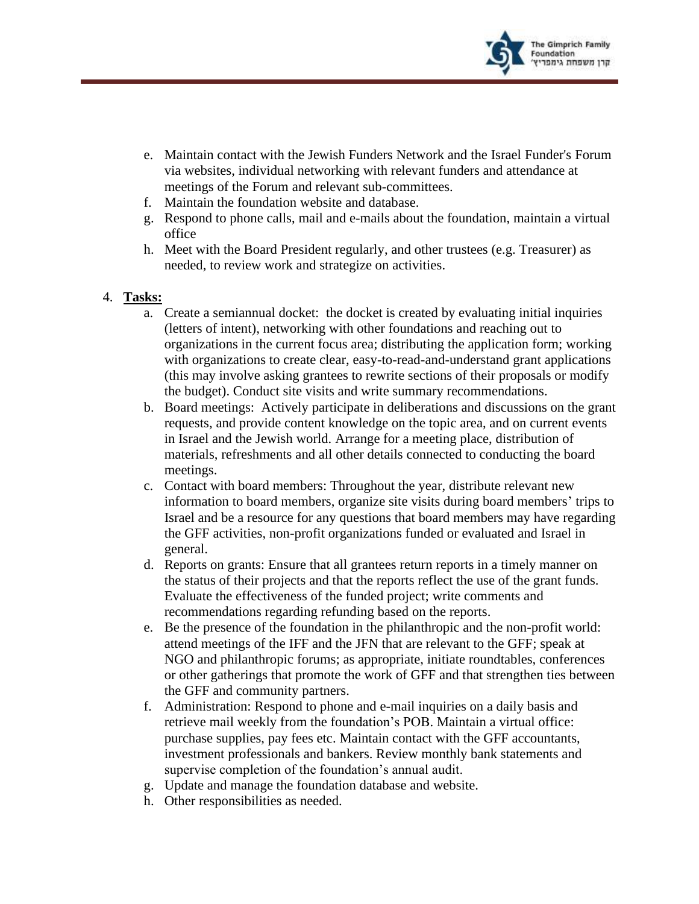e. Maintain contact with the Jewish Funders Network and the Israel Funder's Forum via websites, individual networking with relevant funders and attendance at meetings of the Forum and relevant sub-committees.
f. Maintain the foundation website and database.
g. Respond to phone calls, mail and e-mails about the foundation, maintain a virtual office
h. Meet with the Board President regularly, and other trustees (e.g. Treasurer) as needed, to review work and strategize on activities.

4. **Tasks:**
   a. Create a semiannual docket: the docket is created by evaluating initial inquiries (letters of intent), networking with other foundations and reaching out to organizations in the current focus area; distributing the application form; working with organizations to create clear, easy-to-read-and-understand grant applications (this may involve asking grantees to rewrite sections of their proposals or modify the budget). Conduct site visits and write summary recommendations.
   b. Board meetings: Actively participate in deliberations and discussions on the grant requests, and provide content knowledge on the topic area, and on current events in Israel and the Jewish world. Arrange for a meeting place, distribution of materials, refreshments and all other details connected to conducting the board meetings.
   c. Contact with board members: Throughout the year, distribute relevant new information to board members, organize site visits during board members' trips to Israel and be a resource for any questions that board members may have regarding the GFF activities, non-profit organizations funded or evaluated and Israel in general.
   d. Reports on grants: Ensure that all grantees return reports in a timely manner on the status of their projects and that the reports reflect the use of the grant funds. Evaluate the effectiveness of the funded project; write comments and recommendations regarding refunding based on the reports.
   e. Be the presence of the foundation in the philanthropic and the non-profit world: attend meetings of the IFF and the JFN that are relevant to the GFF; speak at NGO and philanthropic forums; as appropriate, initiate roundtables, conferences or other gatherings that promote the work of GFF and that strengthen ties between the GFF and community partners.
   f. Administration: Respond to phone and e-mail inquiries on a daily basis and retrieve mail weekly from the foundation's POB. Maintain a virtual office: purchase supplies, pay fees etc. Maintain contact with the GFF accountants, investment professionals and bankers. Review monthly bank statements and supervise completion of the foundation's annual audit.
   g. Update and manage the foundation database and website.
   h. Other responsibilities as needed.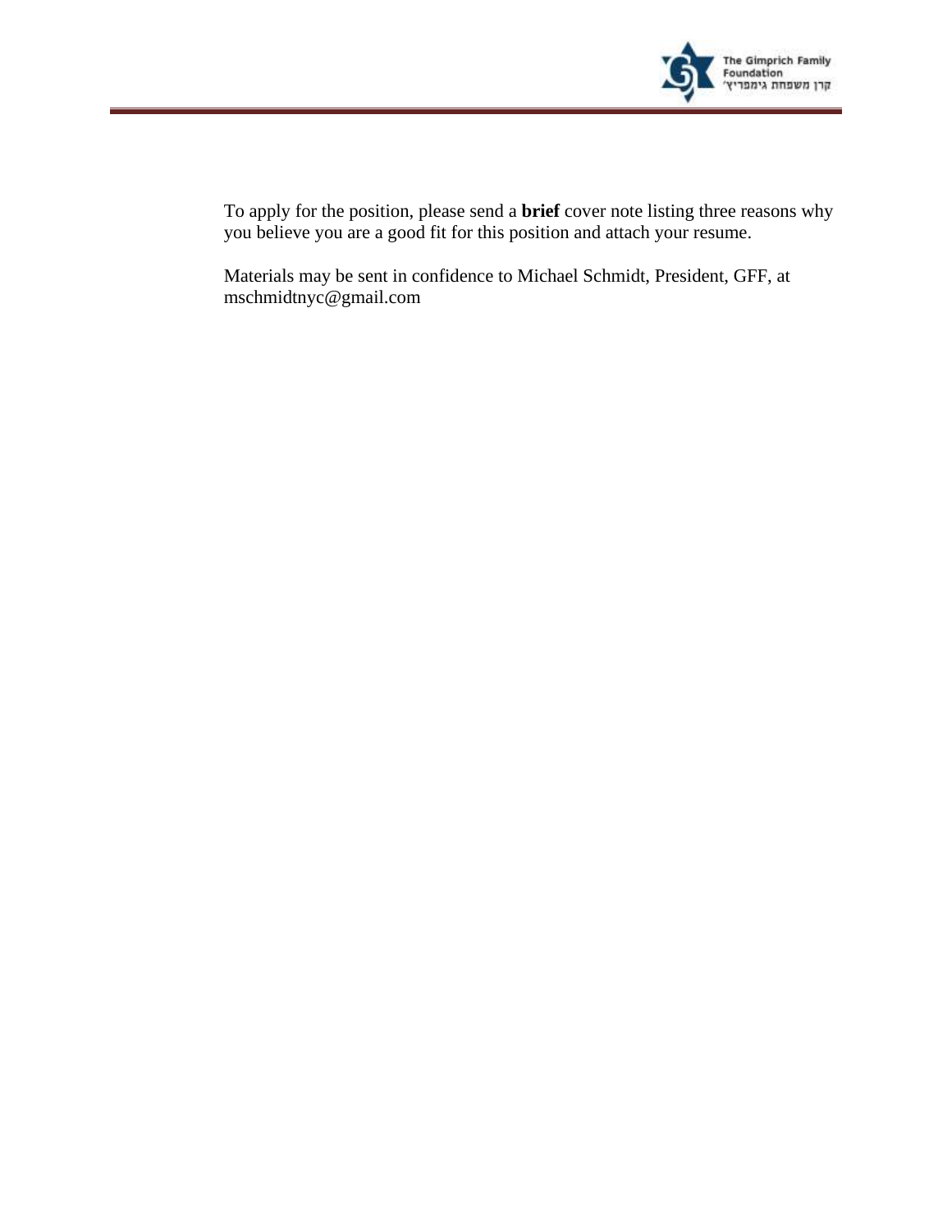To apply for the position, please send a **brief** cover note listing three reasons why you believe you are a good fit for this position and attach your resume.

Materials may be sent in confidence to Michael Schmidt, President, GFF, at mschmidtnyc@gmail.com